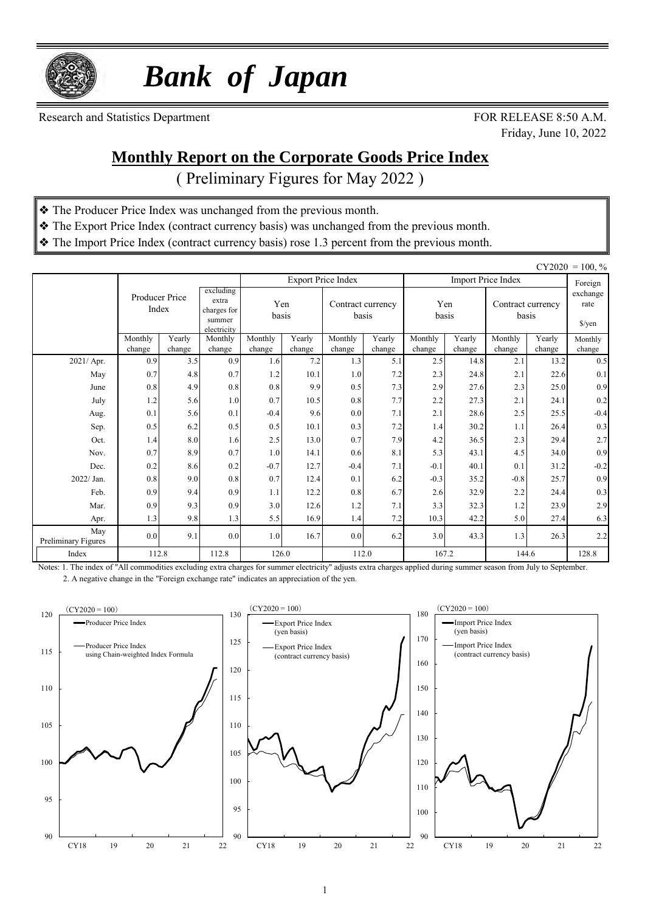# *Bank of Japan*

Research and Statistics Department

FOR RELEASE 8:50 A.M.
Friday, June 10, 2022

## Monthly Report on the Corporate Goods Price Index

( Preliminary Figures for May 2022 )

- ❖ The Producer Price Index was unchanged from the previous month.
- ❖ The Export Price Index (contract currency basis) was unchanged from the previous month.
- ❖ The Import Price Index (contract currency basis) rose 1.3 percent from the previous month.

CY2020 = 100, %

| | Producer Price Index | | excluding extra charges for summer electricity | Export Price Index | | | | Import Price Index | | | | Foreign exchange rate $/yen |
|---|---|---|---|---|---|---|---|---|---|---|---|---|
| | | | | Yen basis | | Contract currency basis | | Yen basis | | Contract currency basis | | |
| | Monthly change | Yearly change | Monthly change | Monthly change | Yearly change | Monthly change | Yearly change | Monthly change | Yearly change | Monthly change | Yearly change | Monthly change |
| 2021/ Apr. | 0.9 | 3.5 | 0.9 | 1.6 | 7.2 | 1.3 | 5.1 | 2.5 | 14.8 | 2.1 | 13.2 | 0.5 |
| May | 0.7 | 4.8 | 0.7 | 1.2 | 10.1 | 1.0 | 7.2 | 2.3 | 24.8 | 2.1 | 22.6 | 0.1 |
| June | 0.8 | 4.9 | 0.8 | 0.8 | 9.9 | 0.5 | 7.3 | 2.9 | 27.6 | 2.3 | 25.0 | 0.9 |
| July | 1.2 | 5.6 | 1.0 | 0.7 | 10.5 | 0.8 | 7.7 | 2.2 | 27.3 | 2.1 | 24.1 | 0.2 |
| Aug. | 0.1 | 5.6 | 0.1 | -0.4 | 9.6 | 0.0 | 7.1 | 2.1 | 28.6 | 2.5 | 25.5 | -0.4 |
| Sep. | 0.5 | 6.2 | 0.5 | 0.5 | 10.1 | 0.3 | 7.2 | 1.4 | 30.2 | 1.1 | 26.4 | 0.3 |
| Oct. | 1.4 | 8.0 | 1.6 | 2.5 | 13.0 | 0.7 | 7.9 | 4.2 | 36.5 | 2.3 | 29.4 | 2.7 |
| Nov. | 0.7 | 8.9 | 0.7 | 1.0 | 14.1 | 0.6 | 8.1 | 5.3 | 43.1 | 4.5 | 34.0 | 0.9 |
| Dec. | 0.2 | 8.6 | 0.2 | -0.7 | 12.7 | -0.4 | 7.1 | -0.1 | 40.1 | 0.1 | 31.2 | -0.2 |
| 2022/ Jan. | 0.8 | 9.0 | 0.8 | 0.7 | 12.4 | 0.1 | 6.2 | -0.3 | 35.2 | -0.8 | 25.7 | 0.9 |
| Feb. | 0.9 | 9.4 | 0.9 | 1.1 | 12.2 | 0.8 | 6.7 | 2.6 | 32.9 | 2.2 | 24.4 | 0.3 |
| Mar. | 0.9 | 9.3 | 0.9 | 3.0 | 12.6 | 1.2 | 7.1 | 3.3 | 32.3 | 1.2 | 23.9 | 2.9 |
| Apr. | 1.3 | 9.8 | 1.3 | 5.5 | 16.9 | 1.4 | 7.2 | 10.3 | 42.2 | 5.0 | 27.4 | 6.3 |
| May Preliminary Figures | 0.0 | 9.1 | 0.0 | 1.0 | 16.7 | 0.0 | 6.2 | 3.0 | 43.3 | 1.3 | 26.3 | 2.2 |
| Index | 112.8 | | 112.8 | 126.0 | | 112.0 | | 167.2 | | 144.6 | | 128.8 |

Notes: 1. The index of "All commodities excluding extra charges for summer electricity" adjusts extra charges applied during summer season from July to September.
2. A negative change in the "Foreign exchange rate" indicates an appreciation of the yen.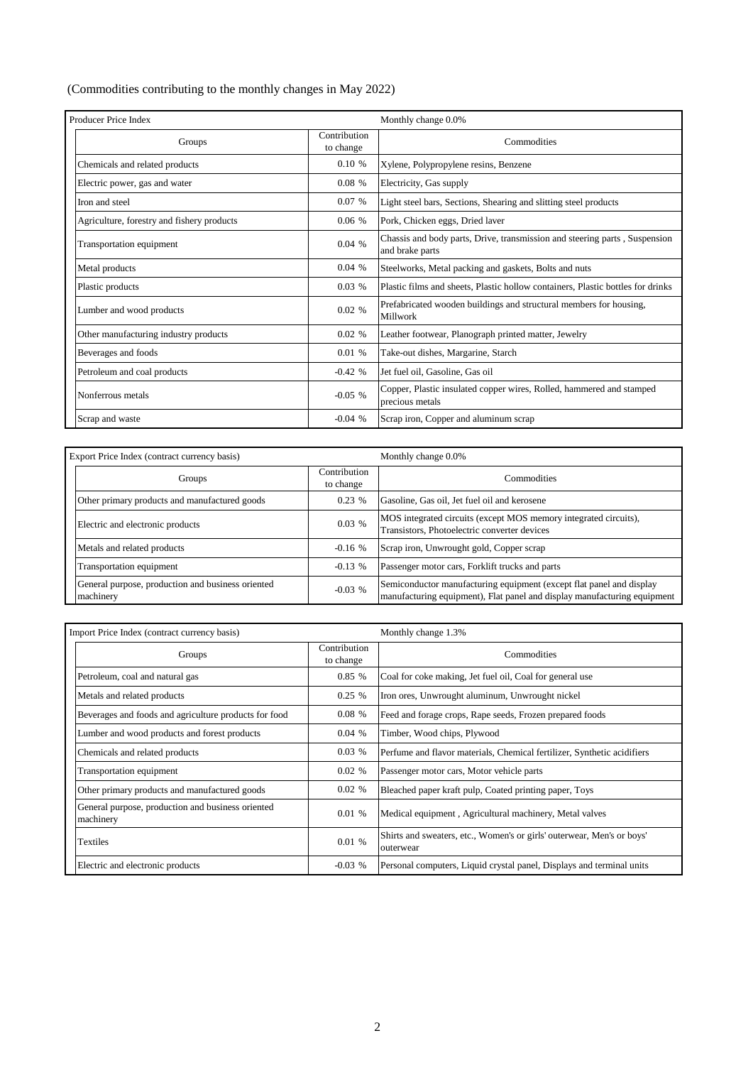(Commodities contributing to the monthly changes in May 2022)

| Producer Price Index | | Monthly change 0.0% |
|---|---|---|
| Groups | Contribution to change | Commodities |
| Chemicals and related products | 0.10 % | Xylene, Polypropylene resins, Benzene |
| Electric power, gas and water | 0.08 % | Electricity, Gas supply |
| Iron and steel | 0.07 % | Light steel bars, Sections, Shearing and slitting steel products |
| Agriculture, forestry and fishery products | 0.06 % | Pork, Chicken eggs, Dried laver |
| Transportation equipment | 0.04 % | Chassis and body parts, Drive, transmission and steering parts , Suspension and brake parts |
| Metal products | 0.04 % | Steelworks, Metal packing and gaskets, Bolts and nuts |
| Plastic products | 0.03 % | Plastic films and sheets, Plastic hollow containers, Plastic bottles for drinks |
| Lumber and wood products | 0.02 % | Prefabricated wooden buildings and structural members for housing, Millwork |
| Other manufacturing industry products | 0.02 % | Leather footwear, Planograph printed matter, Jewelry |
| Beverages and foods | 0.01 % | Take-out dishes, Margarine, Starch |
| Petroleum and coal products | -0.42 % | Jet fuel oil, Gasoline, Gas oil |
| Nonferrous metals | -0.05 % | Copper, Plastic insulated copper wires, Rolled, hammered and stamped precious metals |
| Scrap and waste | -0.04 % | Scrap iron, Copper and aluminum scrap |

| Export Price Index (contract currency basis) | | Monthly change 0.0% |
|---|---|---|
| Groups | Contribution to change | Commodities |
| Other primary products and manufactured goods | 0.23 % | Gasoline, Gas oil, Jet fuel oil and kerosene |
| Electric and electronic products | 0.03 % | MOS integrated circuits (except MOS memory integrated circuits), Transistors, Photoelectric converter devices |
| Metals and related products | -0.16 % | Scrap iron, Unwrought gold, Copper scrap |
| Transportation equipment | -0.13 % | Passenger motor cars, Forklift trucks and parts |
| General purpose, production and business oriented machinery | -0.03 % | Semiconductor manufacturing equipment (except flat panel and display manufacturing equipment), Flat panel and display manufacturing equipment |

| Import Price Index (contract currency basis) | | Monthly change 1.3% |
|---|---|---|
| Groups | Contribution to change | Commodities |
| Petroleum, coal and natural gas | 0.85 % | Coal for coke making, Jet fuel oil, Coal for general use |
| Metals and related products | 0.25 % | Iron ores, Unwrought aluminum, Unwrought nickel |
| Beverages and foods and agriculture products for food | 0.08 % | Feed and forage crops, Rape seeds, Frozen prepared foods |
| Lumber and wood products and forest products | 0.04 % | Timber, Wood chips, Plywood |
| Chemicals and related products | 0.03 % | Perfume and flavor materials, Chemical fertilizer, Synthetic acidifiers |
| Transportation equipment | 0.02 % | Passenger motor cars, Motor vehicle parts |
| Other primary products and manufactured goods | 0.02 % | Bleached paper kraft pulp, Coated printing paper, Toys |
| General purpose, production and business oriented machinery | 0.01 % | Medical equipment , Agricultural machinery, Metal valves |
| Textiles | 0.01 % | Shirts and sweaters, etc., Women's or girls' outerwear, Men's or boys' outerwear |
| Electric and electronic products | -0.03 % | Personal computers, Liquid crystal panel, Displays and terminal units |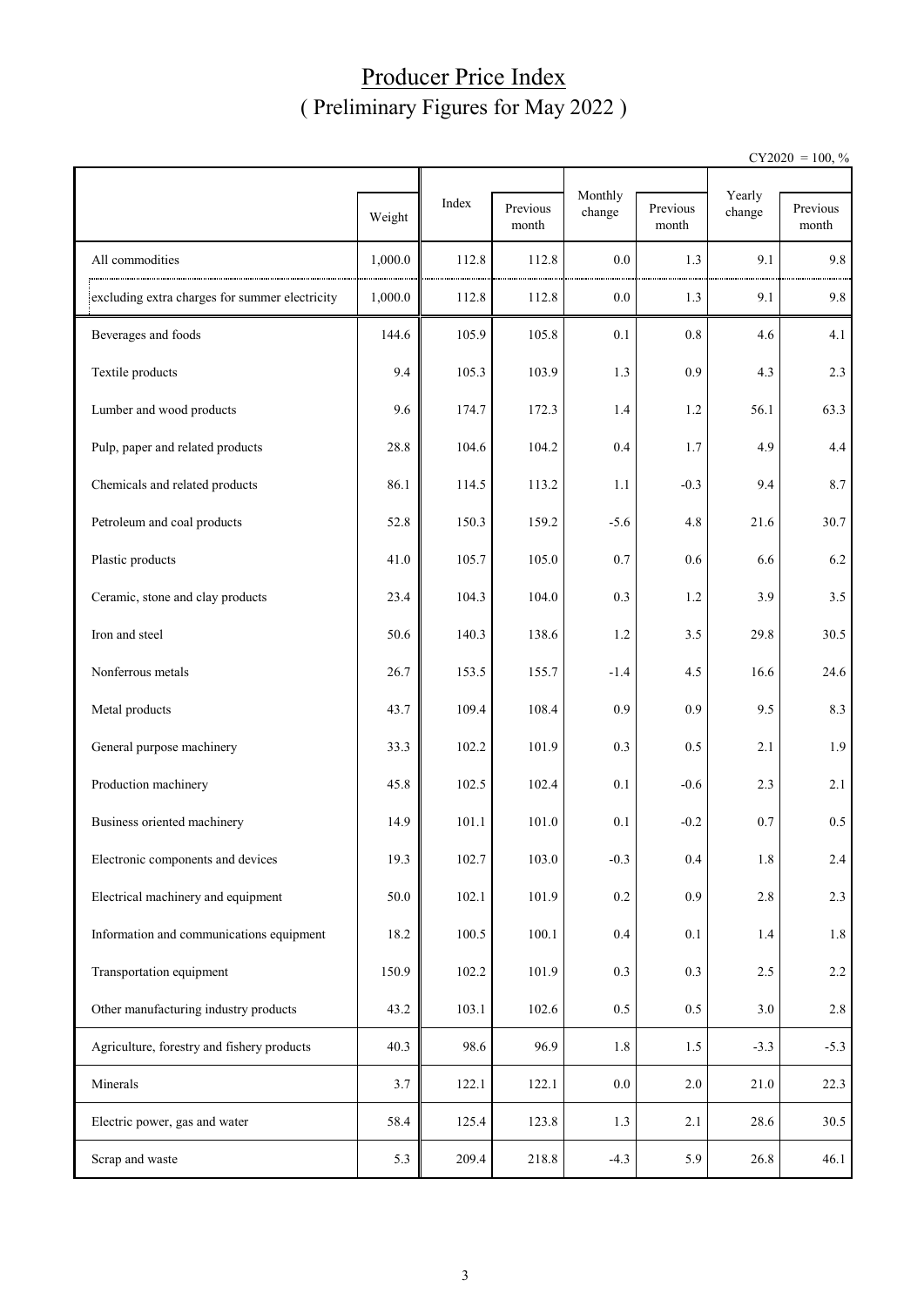# Producer Price Index
## ( Preliminary Figures for May 2022 )

CY2020 = 100, %

| | Weight | Index | Previous month | Monthly change | Previous month | Yearly change | Previous month |
|---|---|---|---|---|---|---|---|
| All commodities | 1,000.0 | 112.8 | 112.8 | 0.0 | 1.3 | 9.1 | 9.8 |
| excluding extra charges for summer electricity | 1,000.0 | 112.8 | 112.8 | 0.0 | 1.3 | 9.1 | 9.8 |
| Beverages and foods | 144.6 | 105.9 | 105.8 | 0.1 | 0.8 | 4.6 | 4.1 |
| Textile products | 9.4 | 105.3 | 103.9 | 1.3 | 0.9 | 4.3 | 2.3 |
| Lumber and wood products | 9.6 | 174.7 | 172.3 | 1.4 | 1.2 | 56.1 | 63.3 |
| Pulp, paper and related products | 28.8 | 104.6 | 104.2 | 0.4 | 1.7 | 4.9 | 4.4 |
| Chemicals and related products | 86.1 | 114.5 | 113.2 | 1.1 | -0.3 | 9.4 | 8.7 |
| Petroleum and coal products | 52.8 | 150.3 | 159.2 | -5.6 | 4.8 | 21.6 | 30.7 |
| Plastic products | 41.0 | 105.7 | 105.0 | 0.7 | 0.6 | 6.6 | 6.2 |
| Ceramic, stone and clay products | 23.4 | 104.3 | 104.0 | 0.3 | 1.2 | 3.9 | 3.5 |
| Iron and steel | 50.6 | 140.3 | 138.6 | 1.2 | 3.5 | 29.8 | 30.5 |
| Nonferrous metals | 26.7 | 153.5 | 155.7 | -1.4 | 4.5 | 16.6 | 24.6 |
| Metal products | 43.7 | 109.4 | 108.4 | 0.9 | 0.9 | 9.5 | 8.3 |
| General purpose machinery | 33.3 | 102.2 | 101.9 | 0.3 | 0.5 | 2.1 | 1.9 |
| Production machinery | 45.8 | 102.5 | 102.4 | 0.1 | -0.6 | 2.3 | 2.1 |
| Business oriented machinery | 14.9 | 101.1 | 101.0 | 0.1 | -0.2 | 0.7 | 0.5 |
| Electronic components and devices | 19.3 | 102.7 | 103.0 | -0.3 | 0.4 | 1.8 | 2.4 |
| Electrical machinery and equipment | 50.0 | 102.1 | 101.9 | 0.2 | 0.9 | 2.8 | 2.3 |
| Information and communications equipment | 18.2 | 100.5 | 100.1 | 0.4 | 0.1 | 1.4 | 1.8 |
| Transportation equipment | 150.9 | 102.2 | 101.9 | 0.3 | 0.3 | 2.5 | 2.2 |
| Other manufacturing industry products | 43.2 | 103.1 | 102.6 | 0.5 | 0.5 | 3.0 | 2.8 |
| Agriculture, forestry and fishery products | 40.3 | 98.6 | 96.9 | 1.8 | 1.5 | -3.3 | -5.3 |
| Minerals | 3.7 | 122.1 | 122.1 | 0.0 | 2.0 | 21.0 | 22.3 |
| Electric power, gas and water | 58.4 | 125.4 | 123.8 | 1.3 | 2.1 | 28.6 | 30.5 |
| Scrap and waste | 5.3 | 209.4 | 218.8 | -4.3 | 5.9 | 26.8 | 46.1 |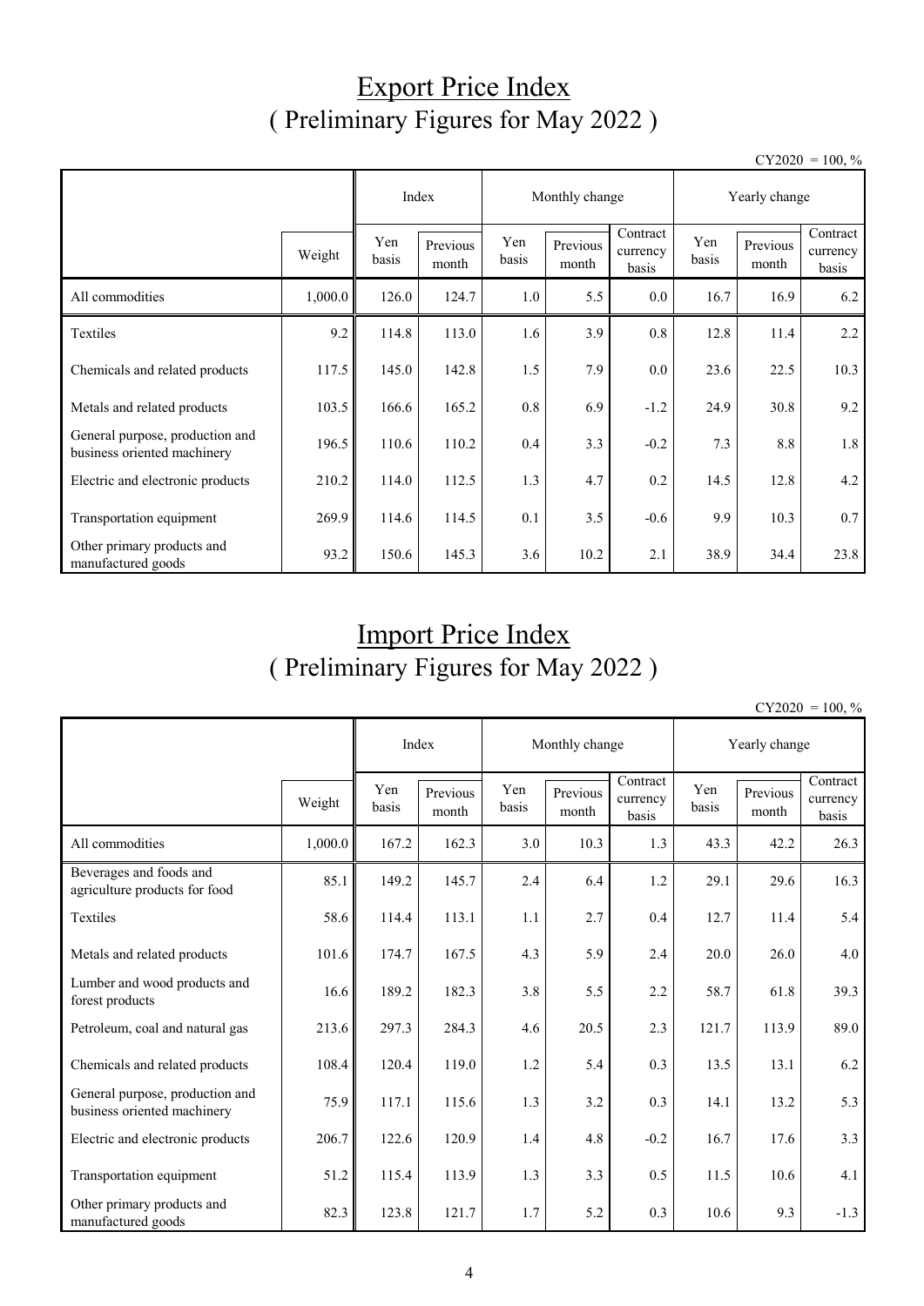# Export Price Index
## ( Preliminary Figures for May 2022 )

CY2020 = 100, %

| | | Index | | Monthly change | | | Yearly change | | |
|---|---|---|---|---|---|---|---|---|---|
| | Weight | Yen basis | Previous month | Yen basis | Previous month | Contract currency basis | Yen basis | Previous month | Contract currency basis |
| All commodities | 1,000.0 | 126.0 | 124.7 | 1.0 | 5.5 | 0.0 | 16.7 | 16.9 | 6.2 |
| Textiles | 9.2 | 114.8 | 113.0 | 1.6 | 3.9 | 0.8 | 12.8 | 11.4 | 2.2 |
| Chemicals and related products | 117.5 | 145.0 | 142.8 | 1.5 | 7.9 | 0.0 | 23.6 | 22.5 | 10.3 |
| Metals and related products | 103.5 | 166.6 | 165.2 | 0.8 | 6.9 | -1.2 | 24.9 | 30.8 | 9.2 |
| General purpose, production and business oriented machinery | 196.5 | 110.6 | 110.2 | 0.4 | 3.3 | -0.2 | 7.3 | 8.8 | 1.8 |
| Electric and electronic products | 210.2 | 114.0 | 112.5 | 1.3 | 4.7 | 0.2 | 14.5 | 12.8 | 4.2 |
| Transportation equipment | 269.9 | 114.6 | 114.5 | 0.1 | 3.5 | -0.6 | 9.9 | 10.3 | 0.7 |
| Other primary products and manufactured goods | 93.2 | 150.6 | 145.3 | 3.6 | 10.2 | 2.1 | 38.9 | 34.4 | 23.8 |

# Import Price Index
## ( Preliminary Figures for May 2022 )

CY2020 = 100, %

| | | Index | | Monthly change | | | Yearly change | | |
|---|---|---|---|---|---|---|---|---|---|
| | Weight | Yen basis | Previous month | Yen basis | Previous month | Contract currency basis | Yen basis | Previous month | Contract currency basis |
| All commodities | 1,000.0 | 167.2 | 162.3 | 3.0 | 10.3 | 1.3 | 43.3 | 42.2 | 26.3 |
| Beverages and foods and agriculture products for food | 85.1 | 149.2 | 145.7 | 2.4 | 6.4 | 1.2 | 29.1 | 29.6 | 16.3 |
| Textiles | 58.6 | 114.4 | 113.1 | 1.1 | 2.7 | 0.4 | 12.7 | 11.4 | 5.4 |
| Metals and related products | 101.6 | 174.7 | 167.5 | 4.3 | 5.9 | 2.4 | 20.0 | 26.0 | 4.0 |
| Lumber and wood products and forest products | 16.6 | 189.2 | 182.3 | 3.8 | 5.5 | 2.2 | 58.7 | 61.8 | 39.3 |
| Petroleum, coal and natural gas | 213.6 | 297.3 | 284.3 | 4.6 | 20.5 | 2.3 | 121.7 | 113.9 | 89.0 |
| Chemicals and related products | 108.4 | 120.4 | 119.0 | 1.2 | 5.4 | 0.3 | 13.5 | 13.1 | 6.2 |
| General purpose, production and business oriented machinery | 75.9 | 117.1 | 115.6 | 1.3 | 3.2 | 0.3 | 14.1 | 13.2 | 5.3 |
| Electric and electronic products | 206.7 | 122.6 | 120.9 | 1.4 | 4.8 | -0.2 | 16.7 | 17.6 | 3.3 |
| Transportation equipment | 51.2 | 115.4 | 113.9 | 1.3 | 3.3 | 0.5 | 11.5 | 10.6 | 4.1 |
| Other primary products and manufactured goods | 82.3 | 123.8 | 121.7 | 1.7 | 5.2 | 0.3 | 10.6 | 9.3 | -1.3 |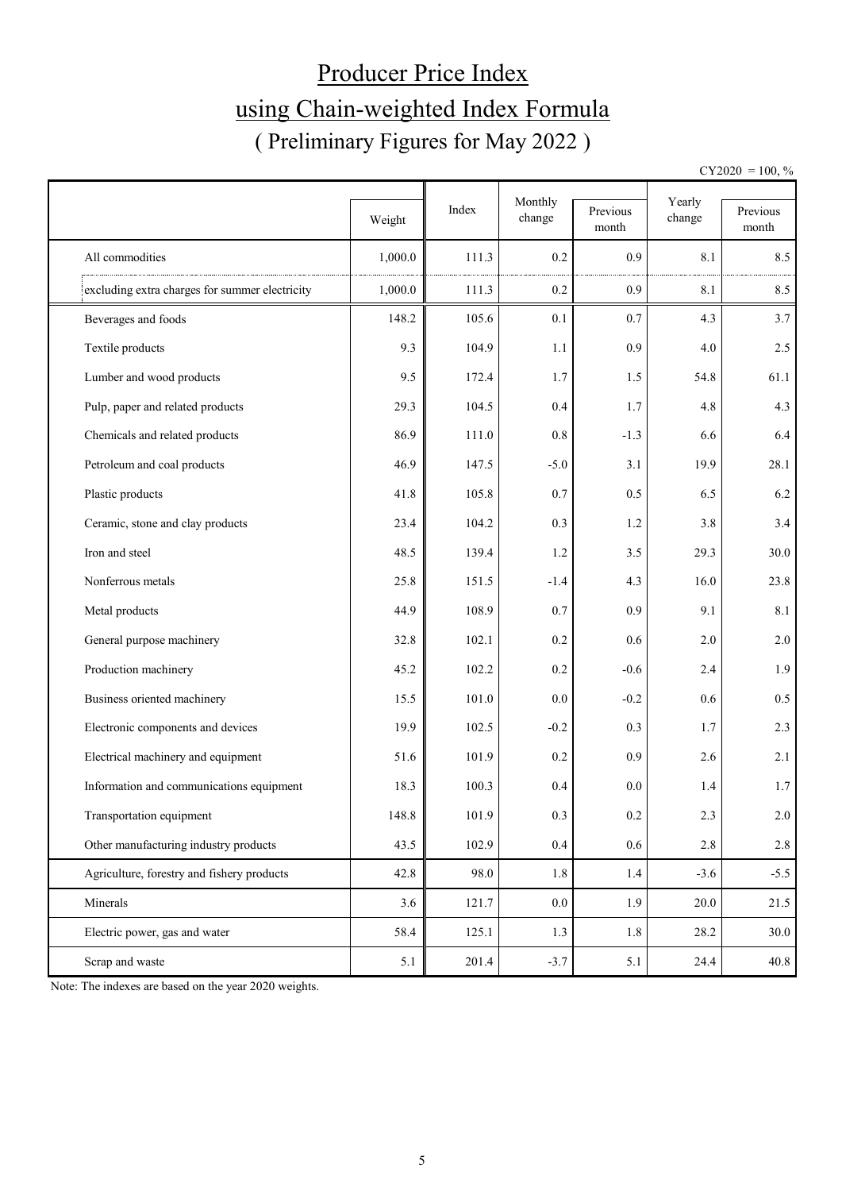# Producer Price Index
# using Chain-weighted Index Formula
## ( Preliminary Figures for May 2022 )

CY2020 = 100, %

| | Weight | Index | Monthly change | Previous month | Yearly change | Previous month |
|---|---|---|---|---|---|---|
| All commodities | 1,000.0 | 111.3 | 0.2 | 0.9 | 8.1 | 8.5 |
| excluding extra charges for summer electricity | 1,000.0 | 111.3 | 0.2 | 0.9 | 8.1 | 8.5 |
| Beverages and foods | 148.2 | 105.6 | 0.1 | 0.7 | 4.3 | 3.7 |
| Textile products | 9.3 | 104.9 | 1.1 | 0.9 | 4.0 | 2.5 |
| Lumber and wood products | 9.5 | 172.4 | 1.7 | 1.5 | 54.8 | 61.1 |
| Pulp, paper and related products | 29.3 | 104.5 | 0.4 | 1.7 | 4.8 | 4.3 |
| Chemicals and related products | 86.9 | 111.0 | 0.8 | -1.3 | 6.6 | 6.4 |
| Petroleum and coal products | 46.9 | 147.5 | -5.0 | 3.1 | 19.9 | 28.1 |
| Plastic products | 41.8 | 105.8 | 0.7 | 0.5 | 6.5 | 6.2 |
| Ceramic, stone and clay products | 23.4 | 104.2 | 0.3 | 1.2 | 3.8 | 3.4 |
| Iron and steel | 48.5 | 139.4 | 1.2 | 3.5 | 29.3 | 30.0 |
| Nonferrous metals | 25.8 | 151.5 | -1.4 | 4.3 | 16.0 | 23.8 |
| Metal products | 44.9 | 108.9 | 0.7 | 0.9 | 9.1 | 8.1 |
| General purpose machinery | 32.8 | 102.1 | 0.2 | 0.6 | 2.0 | 2.0 |
| Production machinery | 45.2 | 102.2 | 0.2 | -0.6 | 2.4 | 1.9 |
| Business oriented machinery | 15.5 | 101.0 | 0.0 | -0.2 | 0.6 | 0.5 |
| Electronic components and devices | 19.9 | 102.5 | -0.2 | 0.3 | 1.7 | 2.3 |
| Electrical machinery and equipment | 51.6 | 101.9 | 0.2 | 0.9 | 2.6 | 2.1 |
| Information and communications equipment | 18.3 | 100.3 | 0.4 | 0.0 | 1.4 | 1.7 |
| Transportation equipment | 148.8 | 101.9 | 0.3 | 0.2 | 2.3 | 2.0 |
| Other manufacturing industry products | 43.5 | 102.9 | 0.4 | 0.6 | 2.8 | 2.8 |
| Agriculture, forestry and fishery products | 42.8 | 98.0 | 1.8 | 1.4 | -3.6 | -5.5 |
| Minerals | 3.6 | 121.7 | 0.0 | 1.9 | 20.0 | 21.5 |
| Electric power, gas and water | 58.4 | 125.1 | 1.3 | 1.8 | 28.2 | 30.0 |
| Scrap and waste | 5.1 | 201.4 | -3.7 | 5.1 | 24.4 | 40.8 |

Note: The indexes are based on the year 2020 weights.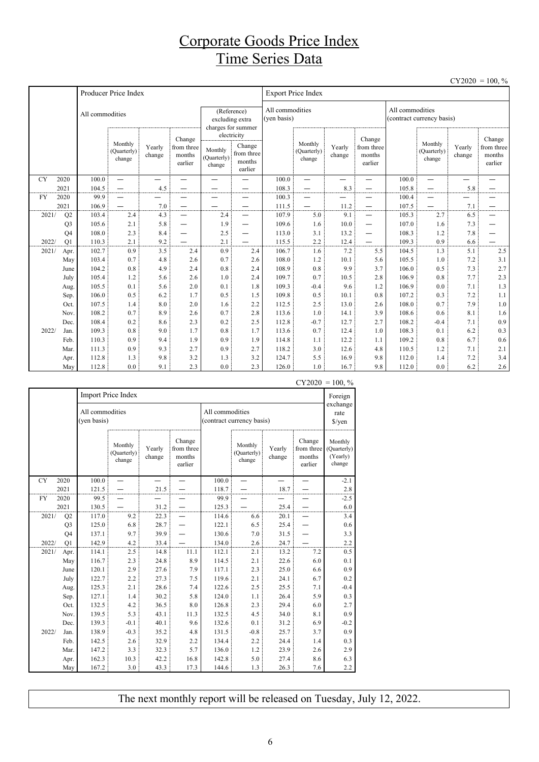# Corporate Goods Price Index
# Time Series Data

CY2020 = 100, %

| | | Producer Price Index | | | | | | Export Price Index | | | | | | | |
|---|---|---|---|---|---|---|---|---|---|---|---|---|---|---|---|
| | | All commodities | | | | (Reference) excluding extra charges for summer electricity | | All commodities (yen basis) | | | | All commodities (contract currency basis) | | | |
| | | | Monthly (Quarterly) change | Yearly change | Change from three months earlier | Monthly (Quarterly) change | Change from three months earlier | | Monthly (Quarterly) change | Yearly change | Change from three months earlier | | Monthly (Quarterly) change | Yearly change | Change from three months earlier |
| CY | 2020 | 100.0 | — | — | — | — | — | 100.0 | — | — | — | 100.0 | — | — | — |
| | 2021 | 104.5 | — | 4.5 | — | — | — | 108.3 | — | 8.3 | — | 105.8 | — | 5.8 | — |
| FY | 2020 | 99.9 | — | — | — | — | — | 100.3 | — | — | — | 100.4 | — | — | — |
| | 2021 | 106.9 | — | 7.0 | — | — | — | 111.5 | — | 11.2 | — | 107.5 | — | 7.1 | — |
| 2021/ | Q2 | 103.4 | 2.4 | 4.3 | — | 2.4 | — | 107.9 | 5.0 | 9.1 | — | 105.3 | 2.7 | 6.5 | — |
| | Q3 | 105.6 | 2.1 | 5.8 | — | 1.9 | — | 109.6 | 1.6 | 10.0 | — | 107.0 | 1.6 | 7.3 | — |
| | Q4 | 108.0 | 2.3 | 8.4 | — | 2.5 | — | 113.0 | 3.1 | 13.2 | — | 108.3 | 1.2 | 7.8 | — |
| 2022/ | Q1 | 110.3 | 2.1 | 9.2 | — | 2.1 | — | 115.5 | 2.2 | 12.4 | — | 109.3 | 0.9 | 6.6 | — |
| 2021/ | Apr. | 102.7 | 0.9 | 3.5 | 2.4 | 0.9 | 2.4 | 106.7 | 1.6 | 7.2 | 5.5 | 104.5 | 1.3 | 5.1 | 2.5 |
| | May | 103.4 | 0.7 | 4.8 | 2.6 | 0.7 | 2.6 | 108.0 | 1.2 | 10.1 | 5.6 | 105.5 | 1.0 | 7.2 | 3.1 |
| | June | 104.2 | 0.8 | 4.9 | 2.4 | 0.8 | 2.4 | 108.9 | 0.8 | 9.9 | 3.7 | 106.0 | 0.5 | 7.3 | 2.7 |
| | July | 105.4 | 1.2 | 5.6 | 2.6 | 1.0 | 2.4 | 109.7 | 0.7 | 10.5 | 2.8 | 106.9 | 0.8 | 7.7 | 2.3 |
| | Aug. | 105.5 | 0.1 | 5.6 | 2.0 | 0.1 | 1.8 | 109.3 | -0.4 | 9.6 | 1.2 | 106.9 | 0.0 | 7.1 | 1.3 |
| | Sep. | 106.0 | 0.5 | 6.2 | 1.7 | 0.5 | 1.5 | 109.8 | 0.5 | 10.1 | 0.8 | 107.2 | 0.3 | 7.2 | 1.1 |
| | Oct. | 107.5 | 1.4 | 8.0 | 2.0 | 1.6 | 2.2 | 112.5 | 2.5 | 13.0 | 2.6 | 108.0 | 0.7 | 7.9 | 1.0 |
| | Nov. | 108.2 | 0.7 | 8.9 | 2.6 | 0.7 | 2.8 | 113.6 | 1.0 | 14.1 | 3.9 | 108.6 | 0.6 | 8.1 | 1.6 |
| | Dec. | 108.4 | 0.2 | 8.6 | 2.3 | 0.2 | 2.5 | 112.8 | -0.7 | 12.7 | 2.7 | 108.2 | -0.4 | 7.1 | 0.9 |
| 2022/ | Jan. | 109.3 | 0.8 | 9.0 | 1.7 | 0.8 | 1.7 | 113.6 | 0.7 | 12.4 | 1.0 | 108.3 | 0.1 | 6.2 | 0.3 |
| | Feb. | 110.3 | 0.9 | 9.4 | 1.9 | 0.9 | 1.9 | 114.8 | 1.1 | 12.2 | 1.1 | 109.2 | 0.8 | 6.7 | 0.6 |
| | Mar. | 111.3 | 0.9 | 9.3 | 2.7 | 0.9 | 2.7 | 118.2 | 3.0 | 12.6 | 4.8 | 110.5 | 1.2 | 7.1 | 2.1 |
| | Apr. | 112.8 | 1.3 | 9.8 | 3.2 | 1.3 | 3.2 | 124.7 | 5.5 | 16.9 | 9.8 | 112.0 | 1.4 | 7.2 | 3.4 |
| | May | 112.8 | 0.0 | 9.1 | 2.3 | 0.0 | 2.3 | 126.0 | 1.0 | 16.7 | 9.8 | 112.0 | 0.0 | 6.2 | 2.6 |

CY2020 = 100, %

| | | Import Price Index | | | | | | | | Foreign exchange rate $/yen |
|---|---|---|---|---|---|---|---|---|---|---|
| | | All commodities (yen basis) | | | | All commodities (contract currency basis) | | | | |
| | | | Monthly (Quarterly) change | Yearly change | Change from three months earlier | | Monthly (Quarterly) change | Yearly change | Change from three months earlier | Monthly (Quarterly) (Yearly) change |
| CY | 2020 | 100.0 | — | — | — | 100.0 | — | — | — | -2.1 |
| | 2021 | 121.5 | — | 21.5 | — | 118.7 | — | 18.7 | — | 2.8 |
| FY | 2020 | 99.5 | — | — | — | 99.9 | — | — | — | -2.5 |
| | 2021 | 130.5 | — | 31.2 | — | 125.3 | — | 25.4 | — | 6.0 |
| 2021/ | Q2 | 117.0 | 9.2 | 22.3 | — | 114.6 | 6.6 | 20.1 | — | 3.4 |
| | Q3 | 125.0 | 6.8 | 28.7 | — | 122.1 | 6.5 | 25.4 | — | 0.6 |
| | Q4 | 137.1 | 9.7 | 39.9 | — | 130.6 | 7.0 | 31.5 | — | 3.3 |
| 2022/ | Q1 | 142.9 | 4.2 | 33.4 | — | 134.0 | 2.6 | 24.7 | — | 2.2 |
| 2021/ | Apr. | 114.1 | 2.5 | 14.8 | 11.1 | 112.1 | 2.1 | 13.2 | 7.2 | 0.5 |
| | May | 116.7 | 2.3 | 24.8 | 8.9 | 114.5 | 2.1 | 22.6 | 6.0 | 0.1 |
| | June | 120.1 | 2.9 | 27.6 | 7.9 | 117.1 | 2.3 | 25.0 | 6.6 | 0.9 |
| | July | 122.7 | 2.2 | 27.3 | 7.5 | 119.6 | 2.1 | 24.1 | 6.7 | 0.2 |
| | Aug. | 125.3 | 2.1 | 28.6 | 7.4 | 122.6 | 2.5 | 25.5 | 7.1 | -0.4 |
| | Sep. | 127.1 | 1.4 | 30.2 | 5.8 | 124.0 | 1.1 | 26.4 | 5.9 | 0.3 |
| | Oct. | 132.5 | 4.2 | 36.5 | 8.0 | 126.8 | 2.3 | 29.4 | 6.0 | 2.7 |
| | Nov. | 139.5 | 5.3 | 43.1 | 11.3 | 132.5 | 4.5 | 34.0 | 8.1 | 0.9 |
| | Dec. | 139.3 | -0.1 | 40.1 | 9.6 | 132.6 | 0.1 | 31.2 | 6.9 | -0.2 |
| 2022/ | Jan. | 138.9 | -0.3 | 35.2 | 4.8 | 131.5 | -0.8 | 25.7 | 3.7 | 0.9 |
| | Feb. | 142.5 | 2.6 | 32.9 | 2.2 | 134.4 | 2.2 | 24.4 | 1.4 | 0.3 |
| | Mar. | 147.2 | 3.3 | 32.3 | 5.7 | 136.0 | 1.2 | 23.9 | 2.6 | 2.9 |
| | Apr. | 162.3 | 10.3 | 42.2 | 16.8 | 142.8 | 5.0 | 27.4 | 8.6 | 6.3 |
| | May | 167.2 | 3.0 | 43.3 | 17.3 | 144.6 | 1.3 | 26.3 | 7.6 | 2.2 |

The next monthly report will be released on Tuesday, July 12, 2022.